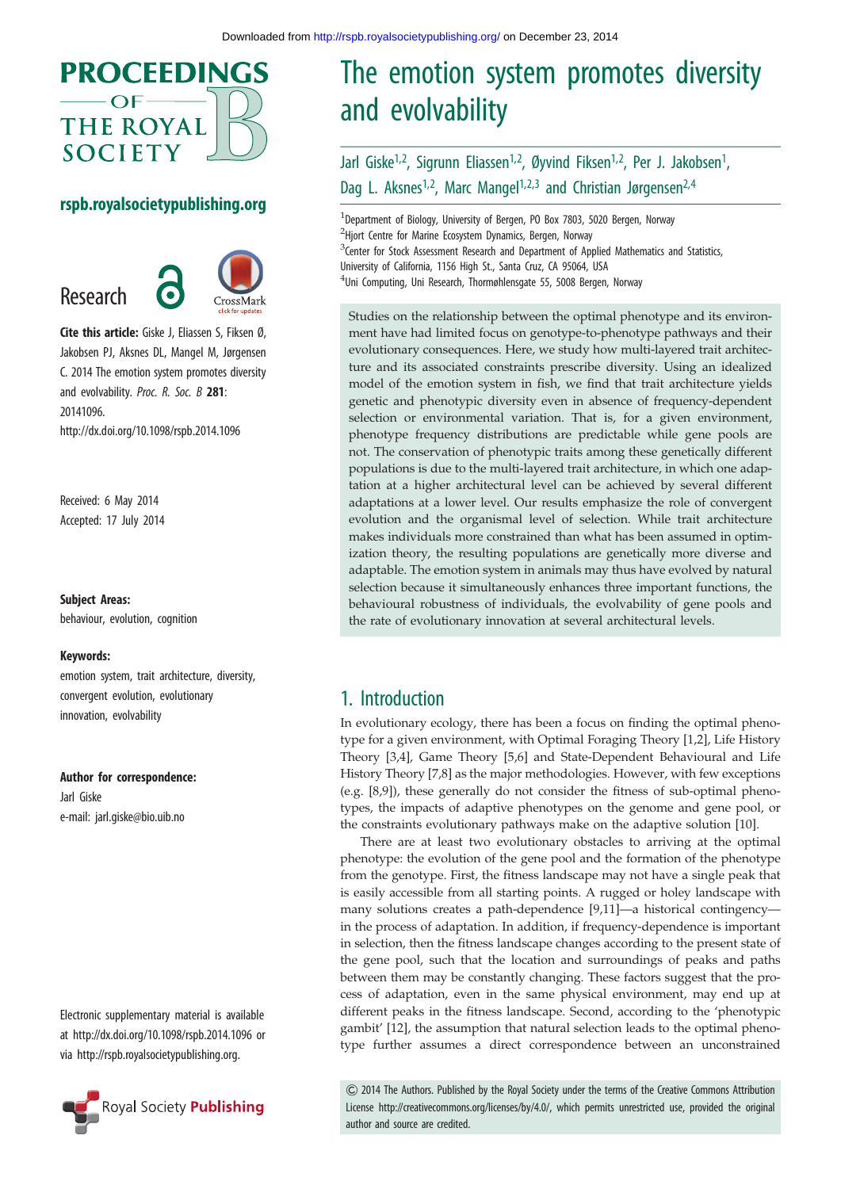# The emotion system promotes diversity and evolvability

Jarl Giske[1,2], Sigrunn Eliassen[1,2], Øyvind Fiksen[1,2], Per J. Jakobsen[1], Dag L. Aksnes[1,2], Marc Mangel[1,2,3] and Christian Jørgensen[2,4]

[1]Department of Biology, University of Bergen, PO Box 7803, 5020 Bergen, Norway
[2]Hjort Centre for Marine Ecosystem Dynamics, Bergen, Norway
[3]Center for Stock Assessment Research and Department of Applied Mathematics and Statistics, University of California, 1156 High St., Santa Cruz, CA 95064, USA
[4]Uni Computing, Uni Research, Thormøhlensgate 55, 5008 Bergen, Norway

Research

**Cite this article:** Giske J, Eliassen S, Fiksen Ø, Jakobsen PJ, Aksnes DL, Mangel M, Jørgensen C. 2014 The emotion system promotes diversity and evolvability. *Proc. R. Soc. B* **281**: 20141096.
http://dx.doi.org/10.1098/rspb.2014.1096

Received: 6 May 2014
Accepted: 17 July 2014

**Subject Areas:**
behaviour, evolution, cognition

**Keywords:**
emotion system, trait architecture, diversity, convergent evolution, evolutionary innovation, evolvability

**Author for correspondence:**
Jarl Giske
e-mail: jarl.giske@bio.uib.no

Electronic supplementary material is available at http://dx.doi.org/10.1098/rspb.2014.1096 or via http://rspb.royalsocietypublishing.org.

Studies on the relationship between the optimal phenotype and its environment have had limited focus on genotype-to-phenotype pathways and their evolutionary consequences. Here, we study how multi-layered trait architecture and its associated constraints prescribe diversity. Using an idealized model of the emotion system in fish, we find that trait architecture yields genetic and phenotypic diversity even in absence of frequency-dependent selection or environmental variation. That is, for a given environment, phenotype frequency distributions are predictable while gene pools are not. The conservation of phenotypic traits among these genetically different populations is due to the multi-layered trait architecture, in which one adaptation at a higher architectural level can be achieved by several different adaptations at a lower level. Our results emphasize the role of convergent evolution and the organismal level of selection. While trait architecture makes individuals more constrained than what has been assumed in optimization theory, the resulting populations are genetically more diverse and adaptable. The emotion system in animals may thus have evolved by natural selection because it simultaneously enhances three important functions, the behavioural robustness of individuals, the evolvability of gene pools and the rate of evolutionary innovation at several architectural levels.

## 1. Introduction

In evolutionary ecology, there has been a focus on finding the optimal phenotype for a given environment, with Optimal Foraging Theory [1,2], Life History Theory [3,4], Game Theory [5,6] and State-Dependent Behavioural and Life History Theory [7,8] as the major methodologies. However, with few exceptions (e.g. [8,9]), these generally do not consider the fitness of sub-optimal phenotypes, the impacts of adaptive phenotypes on the genome and gene pool, or the constraints evolutionary pathways make on the adaptive solution [10].

There are at least two evolutionary obstacles to arriving at the optimal phenotype: the evolution of the gene pool and the formation of the phenotype from the genotype. First, the fitness landscape may not have a single peak that is easily accessible from all starting points. A rugged or holey landscape with many solutions creates a path-dependence [9,11]—a historical contingency—in the process of adaptation. In addition, if frequency-dependence is important in selection, then the fitness landscape changes according to the present state of the gene pool, such that the location and surroundings of peaks and paths between them may be constantly changing. These factors suggest that the process of adaptation, even in the same physical environment, may end up at different peaks in the fitness landscape. Second, according to the 'phenotypic gambit' [12], the assumption that natural selection leads to the optimal phenotype further assumes a direct correspondence between an unconstrained

© 2014 The Authors. Published by the Royal Society under the terms of the Creative Commons Attribution License http://creativecommons.org/licenses/by/4.0/, which permits unrestricted use, provided the original author and source are credited.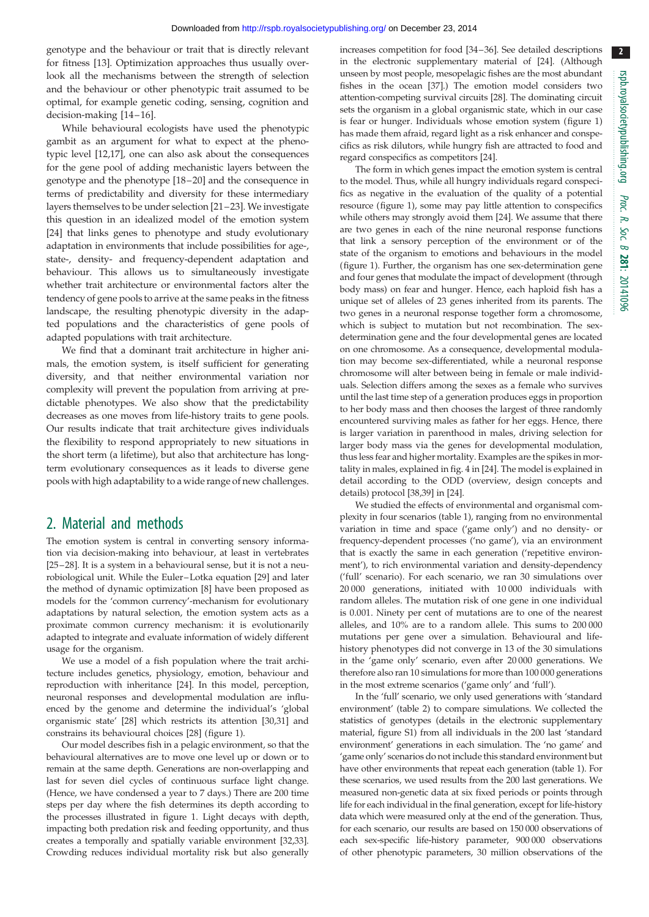genotype and the behaviour or trait that is directly relevant for fitness [13]. Optimization approaches thus usually overlook all the mechanisms between the strength of selection and the behaviour or other phenotypic trait assumed to be optimal, for example genetic coding, sensing, cognition and decision-making [14–16].

While behavioural ecologists have used the phenotypic gambit as an argument for what to expect at the phenotypic level [12,17], one can also ask about the consequences for the gene pool of adding mechanistic layers between the genotype and the phenotype [18–20] and the consequence in terms of predictability and diversity for these intermediary layers themselves to be under selection [21–23]. We investigate this question in an idealized model of the emotion system [24] that links genes to phenotype and study evolutionary adaptation in environments that include possibilities for age-, state-, density- and frequency-dependent adaptation and behaviour. This allows us to simultaneously investigate whether trait architecture or environmental factors alter the tendency of gene pools to arrive at the same peaks in the fitness landscape, the resulting phenotypic diversity in the adapted populations and the characteristics of gene pools of adapted populations with trait architecture.

We find that a dominant trait architecture in higher animals, the emotion system, is itself sufficient for generating diversity, and that neither environmental variation nor complexity will prevent the population from arriving at predictable phenotypes. We also show that the predictability decreases as one moves from life-history traits to gene pools. Our results indicate that trait architecture gives individuals the flexibility to respond appropriately to new situations in the short term (a lifetime), but also that architecture has long-term evolutionary consequences as it leads to diverse gene pools with high adaptability to a wide range of new challenges.

## 2. Material and methods

The emotion system is central in converting sensory information via decision-making into behaviour, at least in vertebrates [25–28]. It is a system in a behavioural sense, but it is not a neurobiological unit. While the Euler–Lotka equation [29] and later the method of dynamic optimization [8] have been proposed as models for the 'common currency'-mechanism for evolutionary adaptations by natural selection, the emotion system acts as a proximate common currency mechanism: it is evolutionarily adapted to integrate and evaluate information of widely different usage for the organism.

We use a model of a fish population where the trait architecture includes genetics, physiology, emotion, behaviour and reproduction with inheritance [24]. In this model, perception, neuronal responses and developmental modulation are influenced by the genome and determine the individual's 'global organismic state' [28] which restricts its attention [30,31] and constrains its behavioural choices [28] (figure 1).

Our model describes fish in a pelagic environment, so that the behavioural alternatives are to move one level up or down or to remain at the same depth. Generations are non-overlapping and last for seven diel cycles of continuous surface light change. (Hence, we have condensed a year to 7 days.) There are 200 time steps per day where the fish determines its depth according to the processes illustrated in figure 1. Light decays with depth, impacting both predation risk and feeding opportunity, and thus creates a temporally and spatially variable environment [32,33]. Crowding reduces individual mortality risk but also generally increases competition for food [34–36]. See detailed descriptions in the electronic supplementary material of [24]. (Although unseen by most people, mesopelagic fishes are the most abundant fishes in the ocean [37].) The emotion model considers two attention-competing survival circuits [28]. The dominating circuit sets the organism in a global organismic state, which in our case is fear or hunger. Individuals whose emotion system (figure 1) has made them afraid, regard light as a risk enhancer and conspecifics as risk dilutors, while hungry fish are attracted to food and regard conspecifics as competitors [24].

The form in which genes impact the emotion system is central to the model. Thus, while all hungry individuals regard conspecifics as negative in the evaluation of the quality of a potential resource (figure 1), some may pay little attention to conspecifics while others may strongly avoid them [24]. We assume that there are two genes in each of the nine neuronal response functions that link a sensory perception of the environment or of the state of the organism to emotions and behaviours in the model (figure 1). Further, the organism has one sex-determination gene and four genes that modulate the impact of development (through body mass) on fear and hunger. Hence, each haploid fish has a unique set of alleles of 23 genes inherited from its parents. The two genes in a neuronal response together form a chromosome, which is subject to mutation but not recombination. The sex-determination gene and the four developmental genes are located on one chromosome. As a consequence, developmental modulation may become sex-differentiated, while a neuronal response chromosome will alter between being in female or male individuals. Selection differs among the sexes as a female who survives until the last time step of a generation produces eggs in proportion to her body mass and then chooses the largest of three randomly encountered surviving males as father for her eggs. Hence, there is larger variation in parenthood in males, driving selection for larger body mass via the genes for developmental modulation, thus less fear and higher mortality. Examples are the spikes in mortality in males, explained in fig. 4 in [24]. The model is explained in detail according to the ODD (overview, design concepts and details) protocol [38,39] in [24].

We studied the effects of environmental and organismal complexity in four scenarios (table 1), ranging from no environmental variation in time and space ('game only') and no density- or frequency-dependent processes ('no game'), via an environment that is exactly the same in each generation ('repetitive environment'), to rich environmental variation and density-dependency ('full' scenario). For each scenario, we ran 30 simulations over 20 000 generations, initiated with 10 000 individuals with random alleles. The mutation risk of one gene in one individual is 0.001. Ninety per cent of mutations are to one of the nearest alleles, and 10% are to a random allele. This sums to 200 000 mutations per gene over a simulation. Behavioural and life-history phenotypes did not converge in 13 of the 30 simulations in the 'game only' scenario, even after 20 000 generations. We therefore also ran 10 simulations for more than 100 000 generations in the most extreme scenarios ('game only' and 'full').

In the 'full' scenario, we only used generations with 'standard environment' (table 2) to compare simulations. We collected the statistics of genotypes (details in the electronic supplementary material, figure S1) from all individuals in the 200 last 'standard environment' generations in each simulation. The 'no game' and 'game only' scenarios do not include this standard environment but have other environments that repeat each generation (table 1). For these scenarios, we used results from the 200 last generations. We measured non-genetic data at six fixed periods or points through life for each individual in the final generation, except for life-history data which were measured only at the end of the generation. Thus, for each scenario, our results are based on 150 000 observations of each sex-specific life-history parameter, 900 000 observations of other phenotypic parameters, 30 million observations of the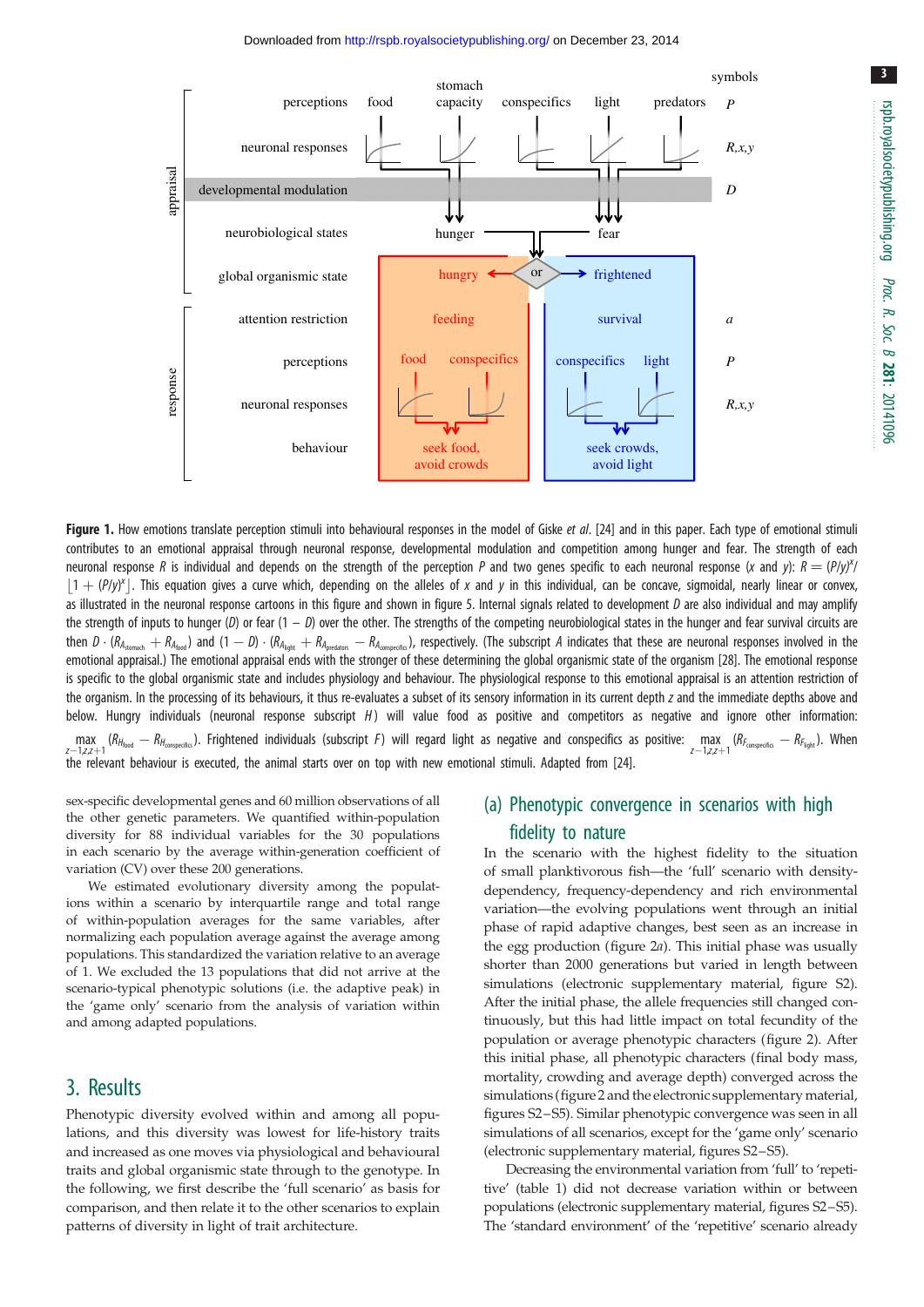symbols

perceptions — food — stomach capacity — conspecifics — light — predators — $P$

neuronal responses — $R,x,y$

developmental modulation — $D$

neurobiological states — hunger — fear

global organismic state — hungry — or — frightened

appraisal

attention restriction — feeding — survival — $a$

perceptions — food — conspecifics — conspecifics — light — $P$

neuronal responses — $R,x,y$

behaviour — seek food, avoid crowds — seek crowds, avoid light

response

**Figure 1.** How emotions translate perception stimuli into behavioural responses in the model of Giske *et al.* [24] and in this paper. Each type of emotional stimuli contributes to an emotional appraisal through neuronal response, developmental modulation and competition among hunger and fear. The strength of each neuronal response $R$ is individual and depends on the strength of the perception $P$ and two genes specific to each neuronal response ($x$ and $y$): $R = (P/y)^x / \lfloor 1 + (P/y)^x \rfloor$. This equation gives a curve which, depending on the alleles of $x$ and $y$ in this individual, can be concave, sigmoidal, nearly linear or convex, as illustrated in the neuronal response cartoons in this figure and shown in figure 5. Internal signals related to development $D$ are also individual and may amplify the strength of inputs to hunger ($D$) or fear ($1 - D$) over the other. The strengths of the competing neurobiological states in the hunger and fear survival circuits are then $D \cdot (R_{A_{\text{stomach}}} + R_{A_{\text{food}}})$ and $(1 - D) \cdot (R_{A_{\text{light}}} + R_{A_{\text{predators}}} - R_{A_{\text{conspecifics}}})$, respectively. (The subscript $A$ indicates that these are neuronal responses involved in the emotional appraisal.) The emotional appraisal ends with the stronger of these determining the global organismic state of the organism [28]. The emotional response is specific to the global organismic state and includes physiology and behaviour. The physiological response to this emotional appraisal is an attention restriction of the organism. In the processing of its behaviours, it thus re-evaluates a subset of its sensory information in its current depth $z$ and the immediate depths above and below. Hungry individuals (neuronal response subscript $H$) will value food as positive and competitors as negative and ignore other information: $\max_{z-1,z,z+1}(R_{H_{\text{food}}} - R_{H_{\text{conspecifics}}})$. Frightened individuals (subscript $F$) will regard light as negative and conspecifics as positive: $\max_{z-1,z,z+1}(R_{F_{\text{conspecifics}}} - R_{F_{\text{light}}})$. When the relevant behaviour is executed, the animal starts over on top with new emotional stimuli. Adapted from [24].

sex-specific developmental genes and 60 million observations of all the other genetic parameters. We quantified within-population diversity for 88 individual variables for the 30 populations in each scenario by the average within-generation coefficient of variation (CV) over these 200 generations.

We estimated evolutionary diversity among the populations within a scenario by interquartile range and total range of within-population averages for the same variables, after normalizing each population average against the average among populations. This standardized the variation relative to an average of 1. We excluded the 13 populations that did not arrive at the scenario-typical phenotypic solutions (i.e. the adaptive peak) in the 'game only' scenario from the analysis of variation within and among adapted populations.

## 3. Results

Phenotypic diversity evolved within and among all populations, and this diversity was lowest for life-history traits and increased as one moves via physiological and behavioural traits and global organismic state through to the genotype. In the following, we first describe the 'full scenario' as basis for comparison, and then relate it to the other scenarios to explain patterns of diversity in light of trait architecture.

### (a) Phenotypic convergence in scenarios with high fidelity to nature

In the scenario with the highest fidelity to the situation of small planktivorous fish—the 'full' scenario with density-dependency, frequency-dependency and rich environmental variation—the evolving populations went through an initial phase of rapid adaptive changes, best seen as an increase in the egg production (figure 2*a*). This initial phase was usually shorter than 2000 generations but varied in length between simulations (electronic supplementary material, figure S2). After the initial phase, the allele frequencies still changed continuously, but this had little impact on total fecundity of the population or average phenotypic characters (figure 2). After this initial phase, all phenotypic characters (final body mass, mortality, crowding and average depth) converged across the simulations (figure 2 and the electronic supplementary material, figures S2–S5). Similar phenotypic convergence was seen in all simulations of all scenarios, except for the 'game only' scenario (electronic supplementary material, figures S2–S5).

Decreasing the environmental variation from 'full' to 'repetitive' (table 1) did not decrease variation within or between populations (electronic supplementary material, figures S2–S5). The 'standard environment' of the 'repetitive' scenario already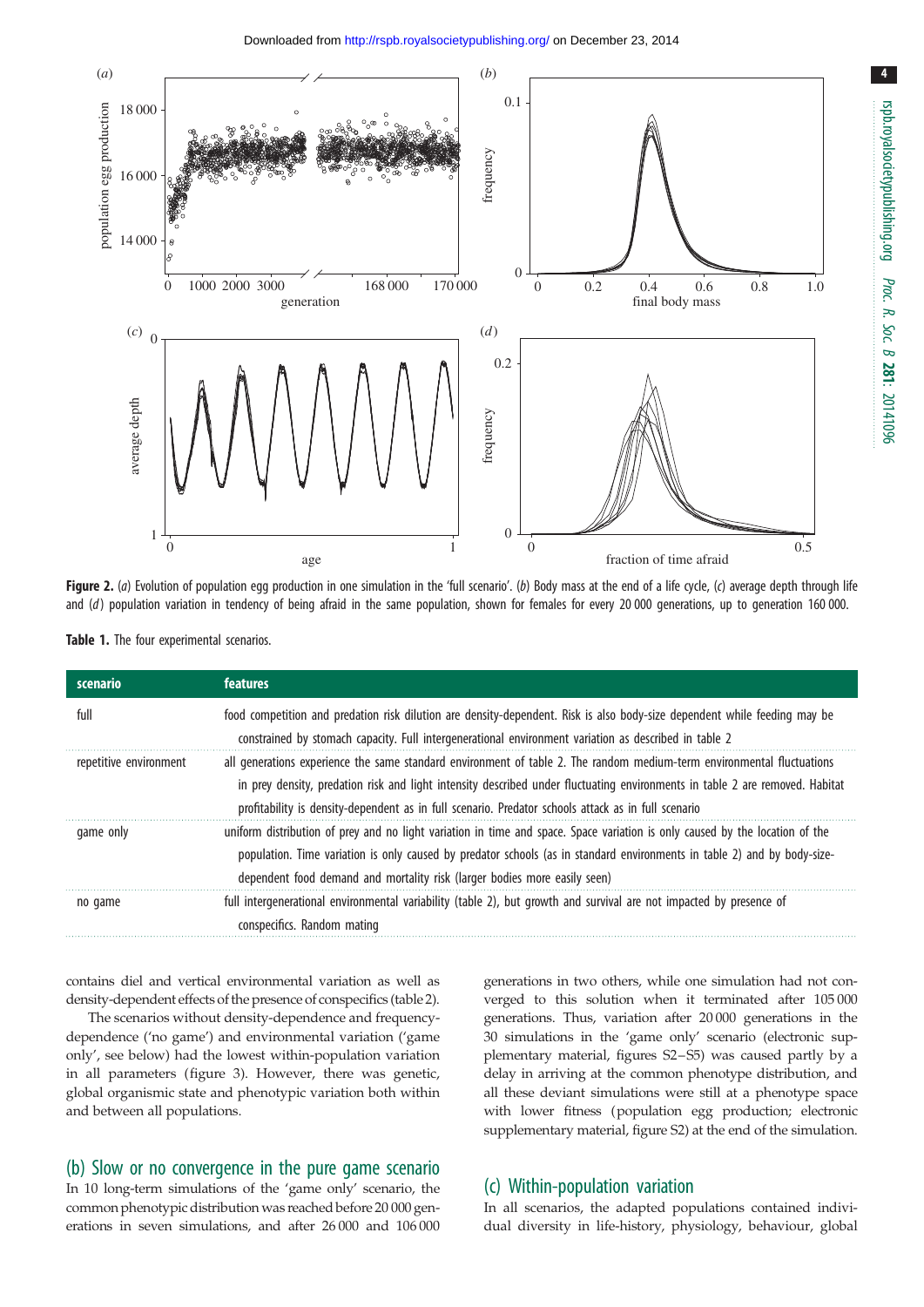**Figure 2.** (*a*) Evolution of population egg production in one simulation in the 'full scenario'. (*b*) Body mass at the end of a life cycle, (*c*) average depth through life and (*d*) population variation in tendency of being afraid in the same population, shown for females for every 20 000 generations, up to generation 160 000.

**Table 1.** The four experimental scenarios.

| scenario | features |
|---|---|
| full | food competition and predation risk dilution are density-dependent. Risk is also body-size dependent while feeding may be constrained by stomach capacity. Full intergenerational environment variation as described in table 2 |
| repetitive environment | all generations experience the same standard environment of table 2. The random medium-term environmental fluctuations in prey density, predation risk and light intensity described under fluctuating environments in table 2 are removed. Habitat profitability is density-dependent as in full scenario. Predator schools attack as in full scenario |
| game only | uniform distribution of prey and no light variation in time and space. Space variation is only caused by the location of the population. Time variation is only caused by predator schools (as in standard environments in table 2) and by body-size-dependent food demand and mortality risk (larger bodies more easily seen) |
| no game | full intergenerational environmental variability (table 2), but growth and survival are not impacted by presence of conspecifics. Random mating |

contains diel and vertical environmental variation as well as density-dependent effects of the presence of conspecifics (table 2).

The scenarios without density-dependence and frequency-dependence ('no game') and environmental variation ('game only', see below) had the lowest within-population variation in all parameters (figure 3). However, there was genetic, global organismic state and phenotypic variation both within and between all populations.

## (b) Slow or no convergence in the pure game scenario

In 10 long-term simulations of the 'game only' scenario, the common phenotypic distribution was reached before 20 000 generations in seven simulations, and after 26 000 and 106 000 generations in two others, while one simulation had not converged to this solution when it terminated after 105 000 generations. Thus, variation after 20 000 generations in the 30 simulations in the 'game only' scenario (electronic supplementary material, figures S2–S5) was caused partly by a delay in arriving at the common phenotype distribution, and all these deviant simulations were still at a phenotype space with lower fitness (population egg production; electronic supplementary material, figure S2) at the end of the simulation.

## (c) Within-population variation

In all scenarios, the adapted populations contained individual diversity in life-history, physiology, behaviour, global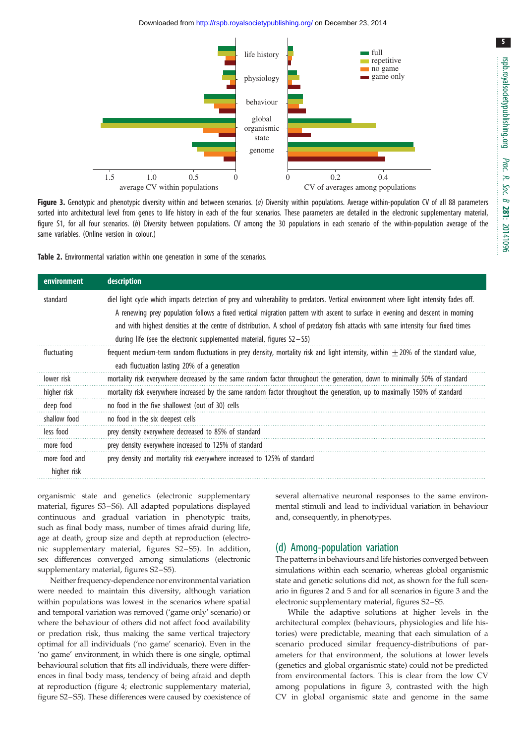life history
physiology
behaviour
global organismic state
genome

1.5 1.0 0.5 0
average CV within populations

0 0.2 0.4
CV of averages among populations

full
repetitive
no game
game only

**Figure 3.** Genotypic and phenotypic diversity within and between scenarios. (*a*) Diversity within populations. Average within-population CV of all 88 parameters sorted into architectural level from genes to life history in each of the four scenarios. These parameters are detailed in the electronic supplementary material, figure S1, for all four scenarios. (*b*) Diversity between populations. CV among the 30 populations in each scenario of the within-population average of the same variables. (Online version in colour.)

**Table 2.** Environmental variation within one generation in some of the scenarios.

| environment | description |
|---|---|
| standard | diel light cycle which impacts detection of prey and vulnerability to predators. Vertical environment where light intensity fades off. A renewing prey population follows a fixed vertical migration pattern with ascent to surface in evening and descent in morning and with highest densities at the centre of distribution. A school of predatory fish attacks with same intensity four fixed times during life (see the electronic supplemented material, figures S2–S5) |
| fluctuating | frequent medium-term random fluctuations in prey density, mortality risk and light intensity, within $\pm 20\%$ of the standard value, each fluctuation lasting 20% of a generation |
| lower risk | mortality risk everywhere decreased by the same random factor throughout the generation, down to minimally 50% of standard |
| higher risk | mortality risk everywhere increased by the same random factor throughout the generation, up to maximally 150% of standard |
| deep food | no food in the five shallowest (out of 30) cells |
| shallow food | no food in the six deepest cells |
| less food | prey density everywhere decreased to 85% of standard |
| more food | prey density everywhere increased to 125% of standard |
| more food and higher risk | prey density and mortality risk everywhere increased to 125% of standard |

organismic state and genetics (electronic supplementary material, figures S3–S6). All adapted populations displayed continuous and gradual variation in phenotypic traits, such as final body mass, number of times afraid during life, age at death, group size and depth at reproduction (electronic supplementary material, figures S2–S5). In addition, sex differences converged among simulations (electronic supplementary material, figures S2–S5).

Neither frequency-dependence nor environmental variation were needed to maintain this diversity, although variation within populations was lowest in the scenarios where spatial and temporal variation was removed ('game only' scenario) or where the behaviour of others did not affect food availability or predation risk, thus making the same vertical trajectory optimal for all individuals ('no game' scenario). Even in the 'no game' environment, in which there is one single, optimal behavioural solution that fits all individuals, there were differences in final body mass, tendency of being afraid and depth at reproduction (figure 4; electronic supplementary material, figure S2–S5). These differences were caused by coexistence of several alternative neuronal responses to the same environmental stimuli and lead to individual variation in behaviour and, consequently, in phenotypes.

## (d) Among-population variation

The patterns in behaviours and life histories converged between simulations within each scenario, whereas global organismic state and genetic solutions did not, as shown for the full scenario in figures 2 and 5 and for all scenarios in figure 3 and the electronic supplementary material, figures S2–S5.

While the adaptive solutions at higher levels in the architectural complex (behaviours, physiologies and life histories) were predictable, meaning that each simulation of a scenario produced similar frequency-distributions of parameters for that environment, the solutions at lower levels (genetics and global organismic state) could not be predicted from environmental factors. This is clear from the low CV among populations in figure 3, contrasted with the high CV in global organismic state and genome in the same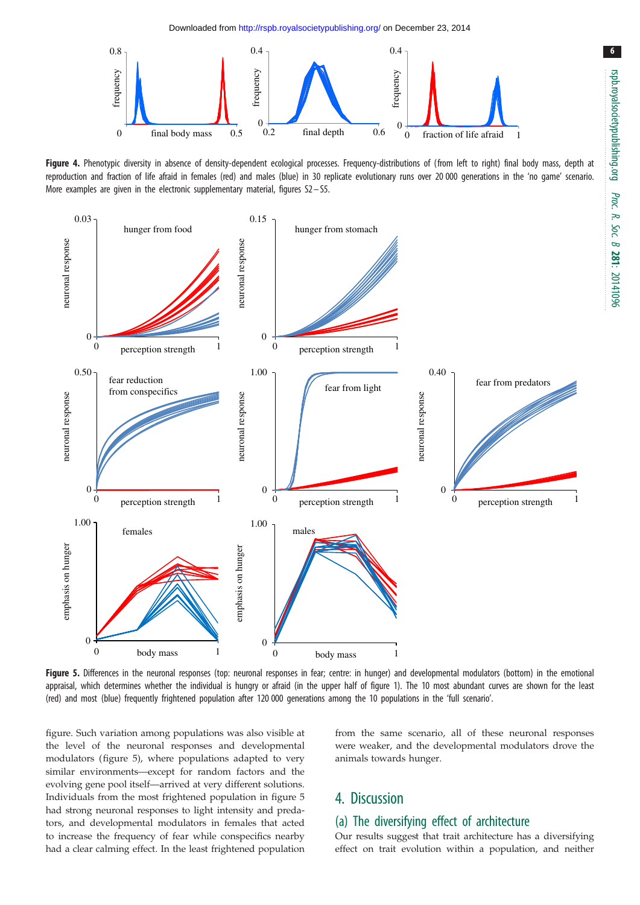**Figure 4.** Phenotypic diversity in absence of density-dependent ecological processes. Frequency-distributions of (from left to right) final body mass, depth at reproduction and fraction of life afraid in females (red) and males (blue) in 30 replicate evolutionary runs over 20 000 generations in the 'no game' scenario. More examples are given in the electronic supplementary material, figures S2–S5.

**Figure 5.** Differences in the neuronal responses (top: neuronal responses in fear; centre: in hunger) and developmental modulators (bottom) in the emotional appraisal, which determines whether the individual is hungry or afraid (in the upper half of figure 1). The 10 most abundant curves are shown for the least (red) and most (blue) frequently frightened population after 120 000 generations among the 10 populations in the 'full scenario'.

figure. Such variation among populations was also visible at the level of the neuronal responses and developmental modulators (figure 5), where populations adapted to very similar environments—except for random factors and the evolving gene pool itself—arrived at very different solutions. Individuals from the most frightened population in figure 5 had strong neuronal responses to light intensity and predators, and developmental modulators in females that acted to increase the frequency of fear while conspecifics nearby had a clear calming effect. In the least frightened population from the same scenario, all of these neuronal responses were weaker, and the developmental modulators drove the animals towards hunger.

## 4. Discussion

### (a) The diversifying effect of architecture

Our results suggest that trait architecture has a diversifying effect on trait evolution within a population, and neither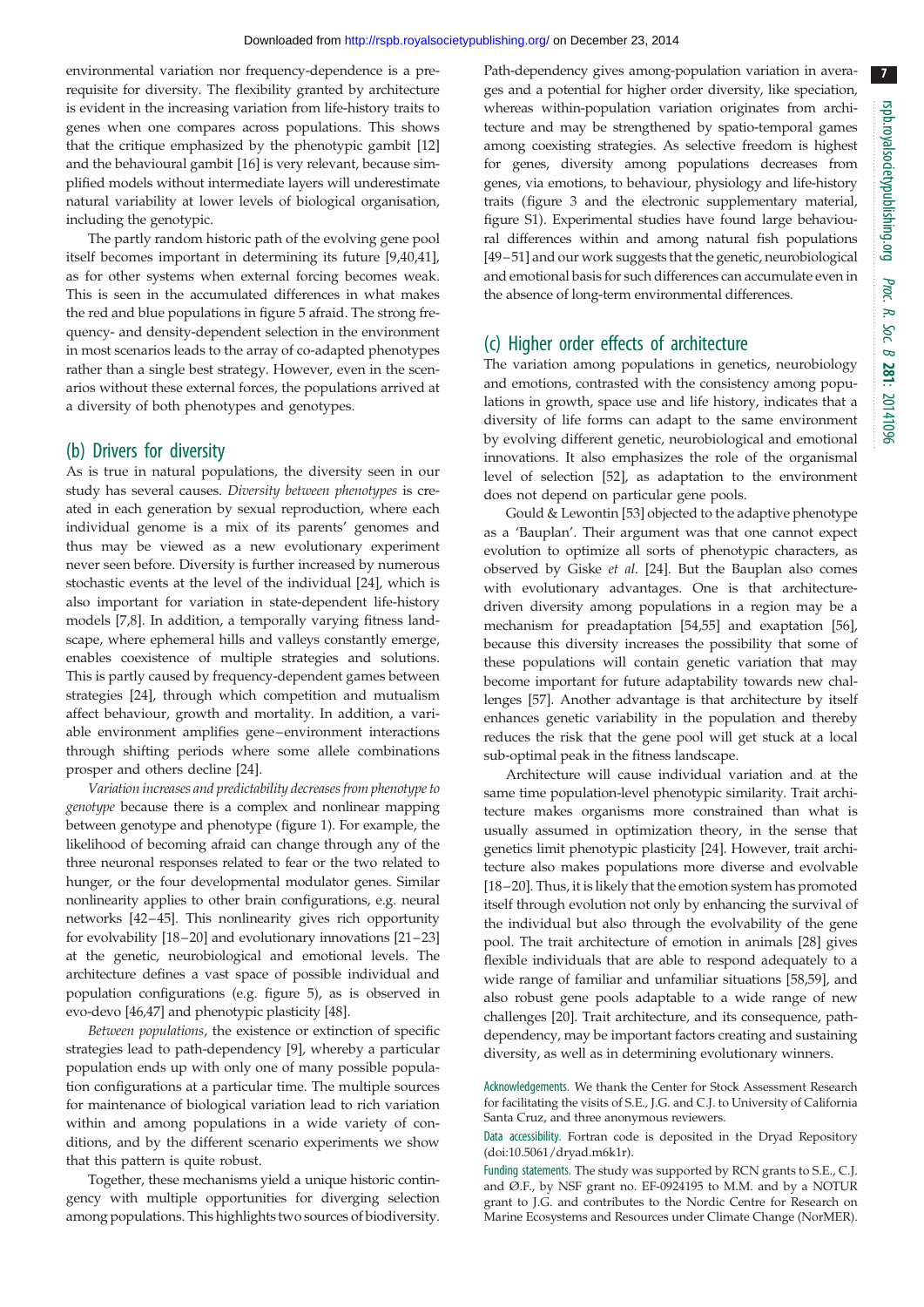environmental variation nor frequency-dependence is a prerequisite for diversity. The flexibility granted by architecture is evident in the increasing variation from life-history traits to genes when one compares across populations. This shows that the critique emphasized by the phenotypic gambit [12] and the behavioural gambit [16] is very relevant, because simplified models without intermediate layers will underestimate natural variability at lower levels of biological organisation, including the genotypic.

The partly random historic path of the evolving gene pool itself becomes important in determining its future [9,40,41], as for other systems when external forcing becomes weak. This is seen in the accumulated differences in what makes the red and blue populations in figure 5 afraid. The strong frequency- and density-dependent selection in the environment in most scenarios leads to the array of co-adapted phenotypes rather than a single best strategy. However, even in the scenarios without these external forces, the populations arrived at a diversity of both phenotypes and genotypes.

## (b) Drivers for diversity

As is true in natural populations, the diversity seen in our study has several causes. *Diversity between phenotypes* is created in each generation by sexual reproduction, where each individual genome is a mix of its parents' genomes and thus may be viewed as a new evolutionary experiment never seen before. Diversity is further increased by numerous stochastic events at the level of the individual [24], which is also important for variation in state-dependent life-history models [7,8]. In addition, a temporally varying fitness landscape, where ephemeral hills and valleys constantly emerge, enables coexistence of multiple strategies and solutions. This is partly caused by frequency-dependent games between strategies [24], through which competition and mutualism affect behaviour, growth and mortality. In addition, a variable environment amplifies gene–environment interactions through shifting periods where some allele combinations prosper and others decline [24].

*Variation increases and predictability decreases from phenotype to genotype* because there is a complex and nonlinear mapping between genotype and phenotype (figure 1). For example, the likelihood of becoming afraid can change through any of the three neuronal responses related to fear or the two related to hunger, or the four developmental modulator genes. Similar nonlinearity applies to other brain configurations, e.g. neural networks [42–45]. This nonlinearity gives rich opportunity for evolvability [18–20] and evolutionary innovations [21–23] at the genetic, neurobiological and emotional levels. The architecture defines a vast space of possible individual and population configurations (e.g. figure 5), as is observed in evo-devo [46,47] and phenotypic plasticity [48].

*Between populations*, the existence or extinction of specific strategies lead to path-dependency [9], whereby a particular population ends up with only one of many possible population configurations at a particular time. The multiple sources for maintenance of biological variation lead to rich variation within and among populations in a wide variety of conditions, and by the different scenario experiments we show that this pattern is quite robust.

Together, these mechanisms yield a unique historic contingency with multiple opportunities for diverging selection among populations. This highlights two sources of biodiversity. Path-dependency gives among-population variation in averages and a potential for higher order diversity, like speciation, whereas within-population variation originates from architecture and may be strengthened by spatio-temporal games among coexisting strategies. As selective freedom is highest for genes, diversity among populations decreases from genes, via emotions, to behaviour, physiology and life-history traits (figure 3 and the electronic supplementary material, figure S1). Experimental studies have found large behavioural differences within and among natural fish populations [49–51] and our work suggests that the genetic, neurobiological and emotional basis for such differences can accumulate even in the absence of long-term environmental differences.

## (c) Higher order effects of architecture

The variation among populations in genetics, neurobiology and emotions, contrasted with the consistency among populations in growth, space use and life history, indicates that a diversity of life forms can adapt to the same environment by evolving different genetic, neurobiological and emotional innovations. It also emphasizes the role of the organismal level of selection [52], as adaptation to the environment does not depend on particular gene pools.

Gould & Lewontin [53] objected to the adaptive phenotype as a 'Bauplan'. Their argument was that one cannot expect evolution to optimize all sorts of phenotypic characters, as observed by Giske *et al*. [24]. But the Bauplan also comes with evolutionary advantages. One is that architecture-driven diversity among populations in a region may be a mechanism for preadaptation [54,55] and exaptation [56], because this diversity increases the possibility that some of these populations will contain genetic variation that may become important for future adaptability towards new challenges [57]. Another advantage is that architecture by itself enhances genetic variability in the population and thereby reduces the risk that the gene pool will get stuck at a local sub-optimal peak in the fitness landscape.

Architecture will cause individual variation and at the same time population-level phenotypic similarity. Trait architecture makes organisms more constrained than what is usually assumed in optimization theory, in the sense that genetics limit phenotypic plasticity [24]. However, trait architecture also makes populations more diverse and evolvable [18–20]. Thus, it is likely that the emotion system has promoted itself through evolution not only by enhancing the survival of the individual but also through the evolvability of the gene pool. The trait architecture of emotion in animals [28] gives flexible individuals that are able to respond adequately to a wide range of familiar and unfamiliar situations [58,59], and also robust gene pools adaptable to a wide range of new challenges [20]. Trait architecture, and its consequence, path-dependency, may be important factors creating and sustaining diversity, as well as in determining evolutionary winners.

Acknowledgements. We thank the Center for Stock Assessment Research for facilitating the visits of S.E., J.G. and C.J. to University of California Santa Cruz, and three anonymous reviewers.

Data accessibility. Fortran code is deposited in the Dryad Repository (doi:10.5061/dryad.m6k1r).

Funding statements. The study was supported by RCN grants to S.E., C.J. and Ø.F., by NSF grant no. EF-0924195 to M.M. and by a NOTUR grant to J.G. and contributes to the Nordic Centre for Research on Marine Ecosystems and Resources under Climate Change (NorMER).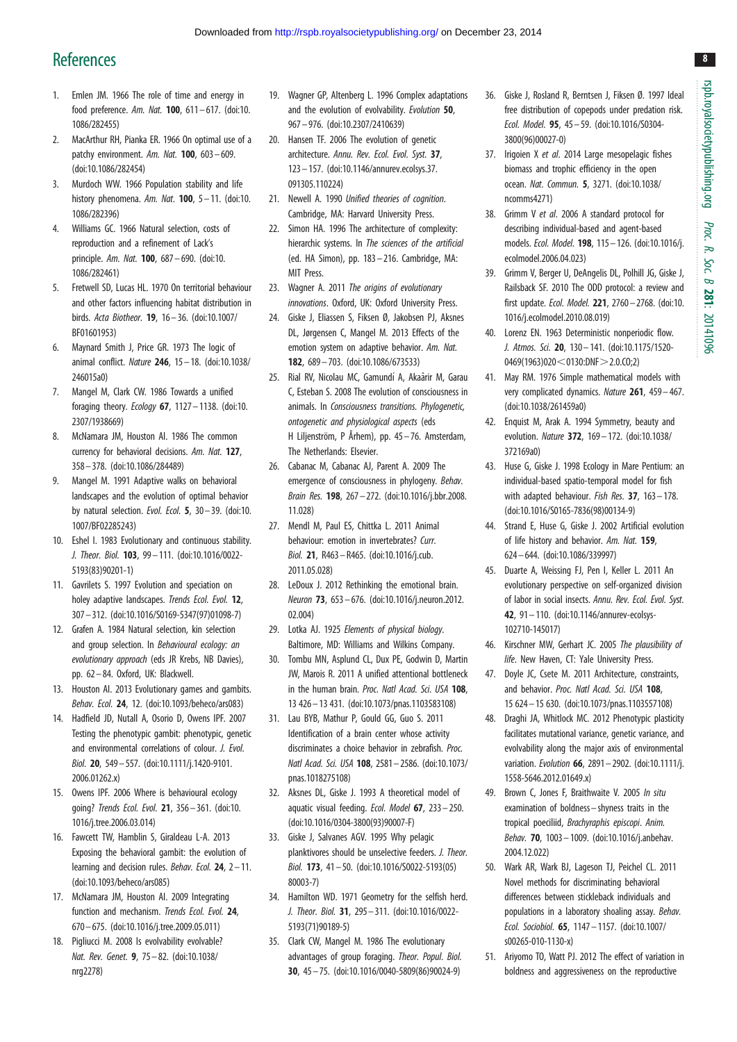## References

1. Emlen JM. 1966 The role of time and energy in food preference. *Am. Nat.* **100**, 611–617. (doi:10.1086/282455)
2. MacArthur RH, Pianka ER. 1966 On optimal use of a patchy environment. *Am. Nat.* **100**, 603–609. (doi:10.1086/282454)
3. Murdoch WW. 1966 Population stability and life history phenomena. *Am. Nat.* **100**, 5–11. (doi:10.1086/282396)
4. Williams GC. 1966 Natural selection, costs of reproduction and a refinement of Lack's principle. *Am. Nat.* **100**, 687–690. (doi:10.1086/282461)
5. Fretwell SD, Lucas HL. 1970 On territorial behaviour and other factors influencing habitat distribution in birds. *Acta Biotheor.* **19**, 16–36. (doi:10.1007/BF01601953)
6. Maynard Smith J, Price GR. 1973 The logic of animal conflict. *Nature* **246**, 15–18. (doi:10.1038/246015a0)
7. Mangel M, Clark CW. 1986 Towards a unified foraging theory. *Ecology* **67**, 1127–1138. (doi:10.2307/1938669)
8. McNamara JM, Houston AI. 1986 The common currency for behavioral decisions. *Am. Nat.* **127**, 358–378. (doi:10.1086/284489)
9. Mangel M. 1991 Adaptive walks on behavioral landscapes and the evolution of optimal behavior by natural selection. *Evol. Ecol.* **5**, 30–39. (doi:10.1007/BF02285243)
10. Eshel I. 1983 Evolutionary and continuous stability. *J. Theor. Biol.* **103**, 99–111. (doi:10.1016/0022-5193(83)90201-1)
11. Gavrilets S. 1997 Evolution and speciation on holey adaptive landscapes. *Trends Ecol. Evol.* **12**, 307–312. (doi:10.1016/S0169-5347(97)01098-7)
12. Grafen A. 1984 Natural selection, kin selection and group selection. In *Behavioural ecology: an evolutionary approach* (eds JR Krebs, NB Davies), pp. 62–84. Oxford, UK: Blackwell.
13. Houston AI. 2013 Evolutionary games and gambits. *Behav. Ecol.* **24**, 12. (doi:10.1093/beheco/ars083)
14. Hadfield JD, Nutall A, Osorio D, Owens IPF. 2007 Testing the phenotypic gambit: phenotypic, genetic and environmental correlations of colour. *J. Evol. Biol.* **20**, 549–557. (doi:10.1111/j.1420-9101.2006.01262.x)
15. Owens IPF. 2006 Where is behavioural ecology going? *Trends Ecol. Evol.* **21**, 356–361. (doi:10.1016/j.tree.2006.03.014)
16. Fawcett TW, Hamblin S, Giraldeau L-A. 2013 Exposing the behavioral gambit: the evolution of learning and decision rules. *Behav. Ecol.* **24**, 2–11. (doi:10.1093/beheco/ars085)
17. McNamara JM, Houston AI. 2009 Integrating function and mechanism. *Trends Ecol. Evol.* **24**, 670–675. (doi:10.1016/j.tree.2009.05.011)
18. Pigliucci M. 2008 Is evolvability evolvable? *Nat. Rev. Genet.* **9**, 75–82. (doi:10.1038/nrg2278)
19. Wagner GP, Altenberg L. 1996 Complex adaptations and the evolution of evolvability. *Evolution* **50**, 967–976. (doi:10.2307/2410639)
20. Hansen TF. 2006 The evolution of genetic architecture. *Annu. Rev. Ecol. Evol. Syst.* **37**, 123–157. (doi:10.1146/annurev.ecolsys.37.091305.110224)
21. Newell A. 1990 *Unified theories of cognition*. Cambridge, MA: Harvard University Press.
22. Simon HA. 1996 The architecture of complexity: hierarchic systems. In *The sciences of the artificial* (ed. HA Simon), pp. 183–216. Cambridge, MA: MIT Press.
23. Wagner A. 2011 *The origins of evolutionary innovations*. Oxford, UK: Oxford University Press.
24. Giske J, Eliassen S, Fiksen Ø, Jakobsen PJ, Aksnes DL, Jørgensen C, Mangel M. 2013 Effects of the emotion system on adaptive behavior. *Am. Nat.* **182**, 689–703. (doi:10.1086/673533)
25. Rial RV, Nicolau MC, Gamundí A, Akaârir M, Garau C, Esteban S. 2008 The evolution of consciousness in animals. In *Consciousness transitions. Phylogenetic, ontogenetic and physiological aspects* (eds H Liljenström, P Århem), pp. 45–76. Amsterdam, The Netherlands: Elsevier.
26. Cabanac M, Cabanac AJ, Parent A. 2009 The emergence of consciousness in phylogeny. *Behav. Brain Res.* **198**, 267–272. (doi:10.1016/j.bbr.2008.11.028)
27. Mendl M, Paul ES, Chittka L. 2011 Animal behaviour: emotion in invertebrates? *Curr. Biol.* **21**, R463–R465. (doi:10.1016/j.cub.2011.05.028)
28. LeDoux J. 2012 Rethinking the emotional brain. *Neuron* **73**, 653–676. (doi:10.1016/j.neuron.2012.02.004)
29. Lotka AJ. 1925 *Elements of physical biology*. Baltimore, MD: Williams and Wilkins Company.
30. Tombu MN, Asplund CL, Dux PE, Godwin D, Martin JW, Marois R. 2011 A unified attentional bottleneck in the human brain. *Proc. Natl Acad. Sci. USA* **108**, 13 426–13 431. (doi:10.1073/pnas.1103583108)
31. Lau BYB, Mathur P, Gould GG, Guo S. 2011 Identification of a brain center whose activity discriminates a choice behavior in zebrafish. *Proc. Natl Acad. Sci. USA* **108**, 2581–2586. (doi:10.1073/pnas.1018275108)
32. Aksnes DL, Giske J. 1993 A theoretical model of aquatic visual feeding. *Ecol. Model* **67**, 233–250. (doi:10.1016/0304-3800(93)90007-F)
33. Giske J, Salvanes AGV. 1995 Why pelagic planktivores should be unselective feeders. *J. Theor. Biol.* **173**, 41–50. (doi:10.1016/S0022-5193(05)80003-7)
34. Hamilton WD. 1971 Geometry for the selfish herd. *J. Theor. Biol.* **31**, 295–311. (doi:10.1016/0022-5193(71)90189-5)
35. Clark CW, Mangel M. 1986 The evolutionary advantages of group foraging. *Theor. Popul. Biol.* **30**, 45–75. (doi:10.1016/0040-5809(86)90024-9)
36. Giske J, Rosland R, Berntsen J, Fiksen Ø. 1997 Ideal free distribution of copepods under predation risk. *Ecol. Model.* **95**, 45–59. (doi:10.1016/S0304-3800(96)00027-0)
37. Irigoien X *et al.* 2014 Large mesopelagic fishes biomass and trophic efficiency in the open ocean. *Nat. Commun.* **5**, 3271. (doi:10.1038/ncomms4271)
38. Grimm V *et al.* 2006 A standard protocol for describing individual-based and agent-based models. *Ecol. Model.* **198**, 115–126. (doi:10.1016/j.ecolmodel.2006.04.023)
39. Grimm V, Berger U, DeAngelis DL, Polhill JG, Giske J, Railsback SF. 2010 The ODD protocol: a review and first update. *Ecol. Model.* **221**, 2760–2768. (doi:10.1016/j.ecolmodel.2010.08.019)
40. Lorenz EN. 1963 Deterministic nonperiodic flow. *J. Atmos. Sci.* **20**, 130–141. (doi:10.1175/1520-0469(1963)020<0130:DNF>2.0.CO;2)
41. May RM. 1976 Simple mathematical models with very complicated dynamics. *Nature* **261**, 459–467. (doi:10.1038/261459a0)
42. Enquist M, Arak A. 1994 Symmetry, beauty and evolution. *Nature* **372**, 169–172. (doi:10.1038/372169a0)
43. Huse G, Giske J. 1998 Ecology in Mare Pentium: an individual-based spatio-temporal model for fish with adapted behaviour. *Fish Res.* **37**, 163–178. (doi:10.1016/S0165-7836(98)00134-9)
44. Strand E, Huse G, Giske J. 2002 Artificial evolution of life history and behavior. *Am. Nat.* **159**, 624–644. (doi:10.1086/339997)
45. Duarte A, Weissing FJ, Pen I, Keller L. 2011 An evolutionary perspective on self-organized division of labor in social insects. *Annu. Rev. Ecol. Evol. Syst.* **42**, 91–110. (doi:10.1146/annurev-ecolsys-102710-145017)
46. Kirschner MW, Gerhart JC. 2005 *The plausibility of life*. New Haven, CT: Yale University Press.
47. Doyle JC, Csete M. 2011 Architecture, constraints, and behavior. *Proc. Natl Acad. Sci. USA* **108**, 15 624–15 630. (doi:10.1073/pnas.1103557108)
48. Draghi JA, Whitlock MC. 2012 Phenotypic plasticity facilitates mutational variance, genetic variance, and evolvability along the major axis of environmental variation. *Evolution* **66**, 2891–2902. (doi:10.1111/j.1558-5646.2012.01649.x)
49. Brown C, Jones F, Braithwaite V. 2005 *In situ* examination of boldness–shyness traits in the tropical poeciliid, *Brachyraphis episcopi*. *Anim. Behav.* **70**, 1003–1009. (doi:10.1016/j.anbehav.2004.12.022)
50. Wark AR, Wark BJ, Lageson TJ, Peichel CL. 2011 Novel methods for discriminating behavioral differences between stickleback individuals and populations in a laboratory shoaling assay. *Behav. Ecol. Sociobiol.* **65**, 1147–1157. (doi:10.1007/s00265-010-1130-x)
51. Ariyomo TO, Watt PJ. 2012 The effect of variation in boldness and aggressiveness on the reproductive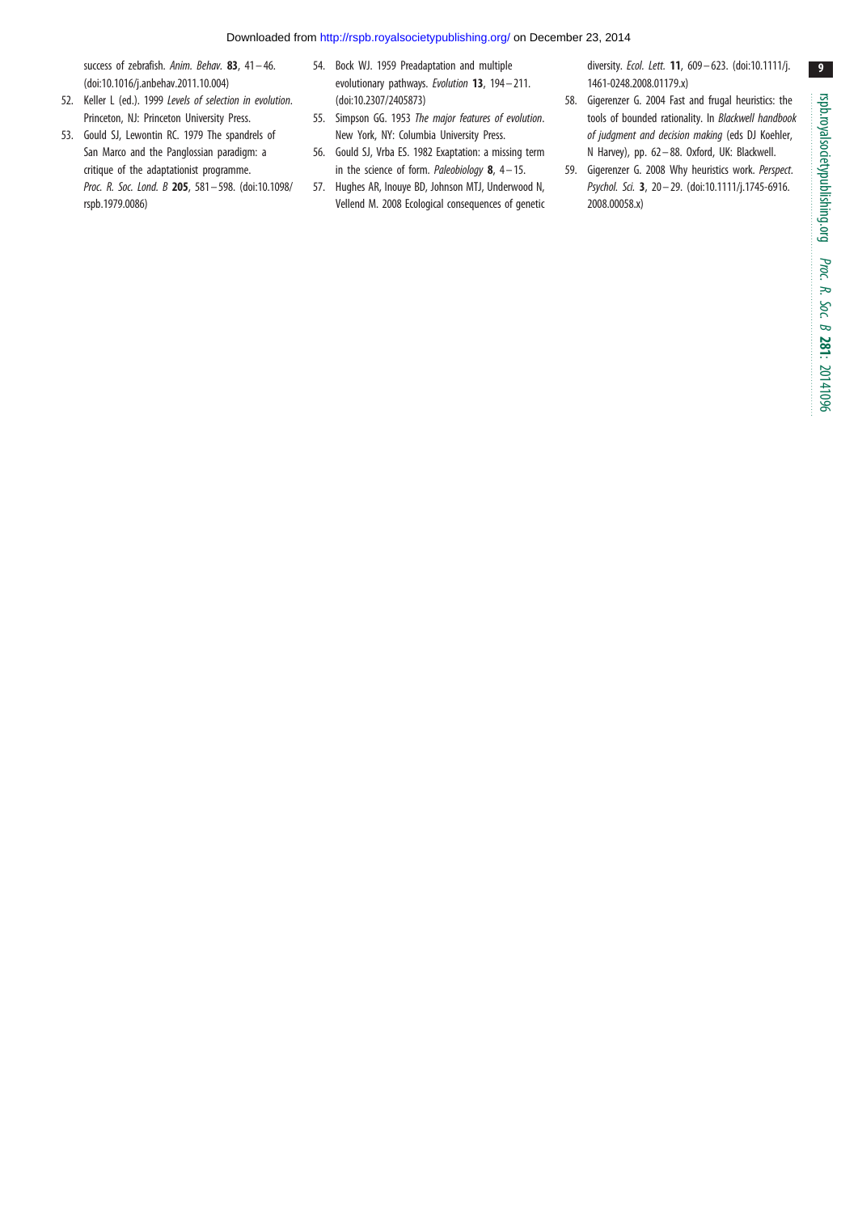success of zebrafish. *Anim. Behav.* **83**, 41–46. (doi:10.1016/j.anbehav.2011.10.004)

52. Keller L (ed.). 1999 *Levels of selection in evolution*. Princeton, NJ: Princeton University Press.
53. Gould SJ, Lewontin RC. 1979 The spandrels of San Marco and the Panglossian paradigm: a critique of the adaptationist programme. *Proc. R. Soc. Lond. B* **205**, 581–598. (doi:10.1098/rspb.1979.0086)
54. Bock WJ. 1959 Preadaptation and multiple evolutionary pathways. *Evolution* **13**, 194–211. (doi:10.2307/2405873)
55. Simpson GG. 1953 *The major features of evolution*. New York, NY: Columbia University Press.
56. Gould SJ, Vrba ES. 1982 Exaptation: a missing term in the science of form. *Paleobiology* **8**, 4–15.
57. Hughes AR, Inouye BD, Johnson MTJ, Underwood N, Vellend M. 2008 Ecological consequences of genetic diversity. *Ecol. Lett.* **11**, 609–623. (doi:10.1111/j.1461-0248.2008.01179.x)
58. Gigerenzer G. 2004 Fast and frugal heuristics: the tools of bounded rationality. In *Blackwell handbook of judgment and decision making* (eds DJ Koehler, N Harvey), pp. 62–88. Oxford, UK: Blackwell.
59. Gigerenzer G. 2008 Why heuristics work. *Perspect. Psychol. Sci.* **3**, 20–29. (doi:10.1111/j.1745-6916.2008.00058.x)